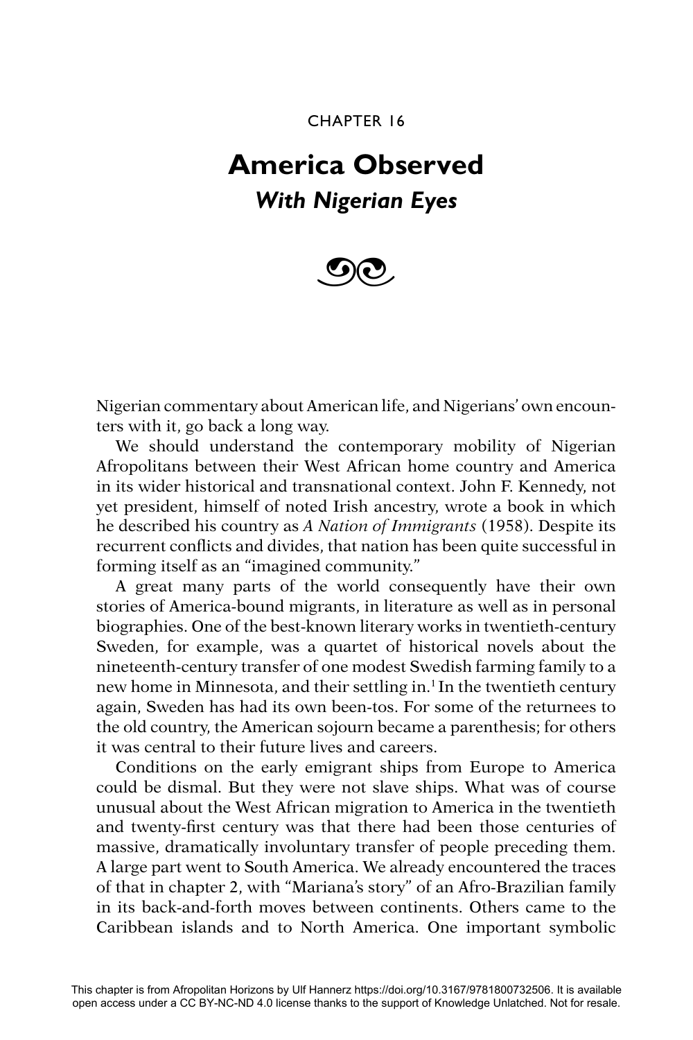CHAPTER 16

# America Observed

## *With Nigerian Eyes*

Nigerian commentary about American life, and Nigerians' own encounters with it, go back a long way.

We should understand the contemporary mobility of Nigerian Afropolitans between their West African home country and America in its wider historical and transnational context. John F. Kennedy, not yet president, himself of noted Irish ancestry, wrote a book in which he described his country as *A Nation of Immigrants* (1958). Despite its recurrent conflicts and divides, that nation has been quite successful in forming itself as an "imagined community."

A great many parts of the world consequently have their own stories of America-bound migrants, in literature as well as in personal biographies. One of the best-known literary works in twentieth-century Sweden, for example, was a quartet of historical novels about the nineteenth-century transfer of one modest Swedish farming family to a new home in Minnesota, and their settling in.[1] In the twentieth century again, Sweden has had its own been-tos. For some of the returnees to the old country, the American sojourn became a parenthesis; for others it was central to their future lives and careers.

Conditions on the early emigrant ships from Europe to America could be dismal. But they were not slave ships. What was of course unusual about the West African migration to America in the twentieth and twenty-first century was that there had been those centuries of massive, dramatically involuntary transfer of people preceding them. A large part went to South America. We already encountered the traces of that in chapter 2, with "Mariana's story" of an Afro-Brazilian family in its back-and-forth moves between continents. Others came to the Caribbean islands and to North America. One important symbolic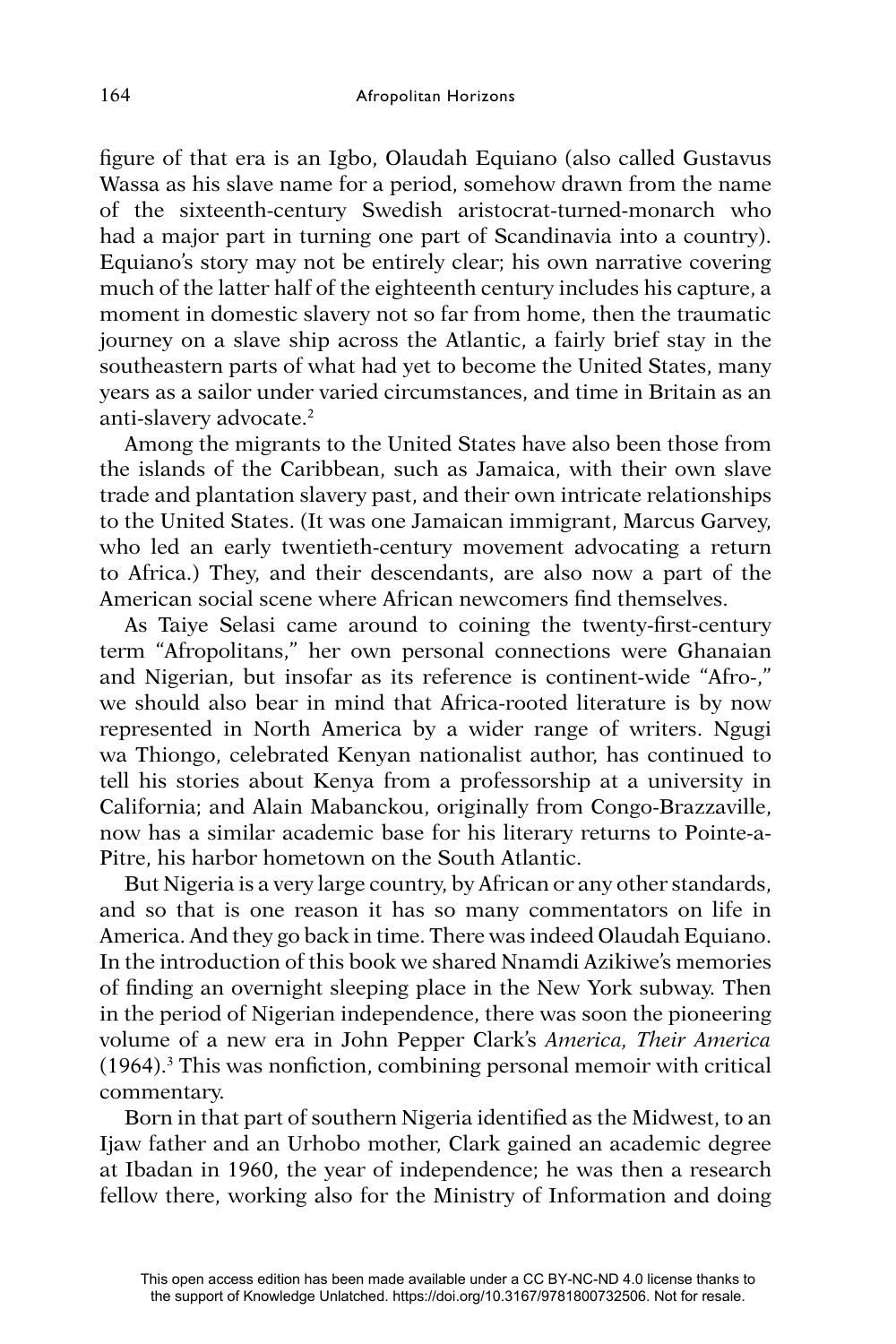figure of that era is an Igbo, Olaudah Equiano (also called Gustavus Wassa as his slave name for a period, somehow drawn from the name of the sixteenth-century Swedish aristocrat-turned-monarch who had a major part in turning one part of Scandinavia into a country). Equiano's story may not be entirely clear; his own narrative covering much of the latter half of the eighteenth century includes his capture, a moment in domestic slavery not so far from home, then the traumatic journey on a slave ship across the Atlantic, a fairly brief stay in the southeastern parts of what had yet to become the United States, many years as a sailor under varied circumstances, and time in Britain as an anti-slavery advocate.[2]

Among the migrants to the United States have also been those from the islands of the Caribbean, such as Jamaica, with their own slave trade and plantation slavery past, and their own intricate relationships to the United States. (It was one Jamaican immigrant, Marcus Garvey, who led an early twentieth-century movement advocating a return to Africa.) They, and their descendants, are also now a part of the American social scene where African newcomers find themselves.

As Taiye Selasi came around to coining the twenty-first-century term "Afropolitans," her own personal connections were Ghanaian and Nigerian, but insofar as its reference is continent-wide "Afro-," we should also bear in mind that Africa-rooted literature is by now represented in North America by a wider range of writers. Ngugi wa Thiongo, celebrated Kenyan nationalist author, has continued to tell his stories about Kenya from a professorship at a university in California; and Alain Mabanckou, originally from Congo-Brazzaville, now has a similar academic base for his literary returns to Pointe-a-Pitre, his harbor hometown on the South Atlantic.

But Nigeria is a very large country, by African or any other standards, and so that is one reason it has so many commentators on life in America. And they go back in time. There was indeed Olaudah Equiano. In the introduction of this book we shared Nnamdi Azikiwe's memories of finding an overnight sleeping place in the New York subway. Then in the period of Nigerian independence, there was soon the pioneering volume of a new era in John Pepper Clark's *America, Their America* (1964).[3] This was nonfiction, combining personal memoir with critical commentary.

Born in that part of southern Nigeria identified as the Midwest, to an Ijaw father and an Urhobo mother, Clark gained an academic degree at Ibadan in 1960, the year of independence; he was then a research fellow there, working also for the Ministry of Information and doing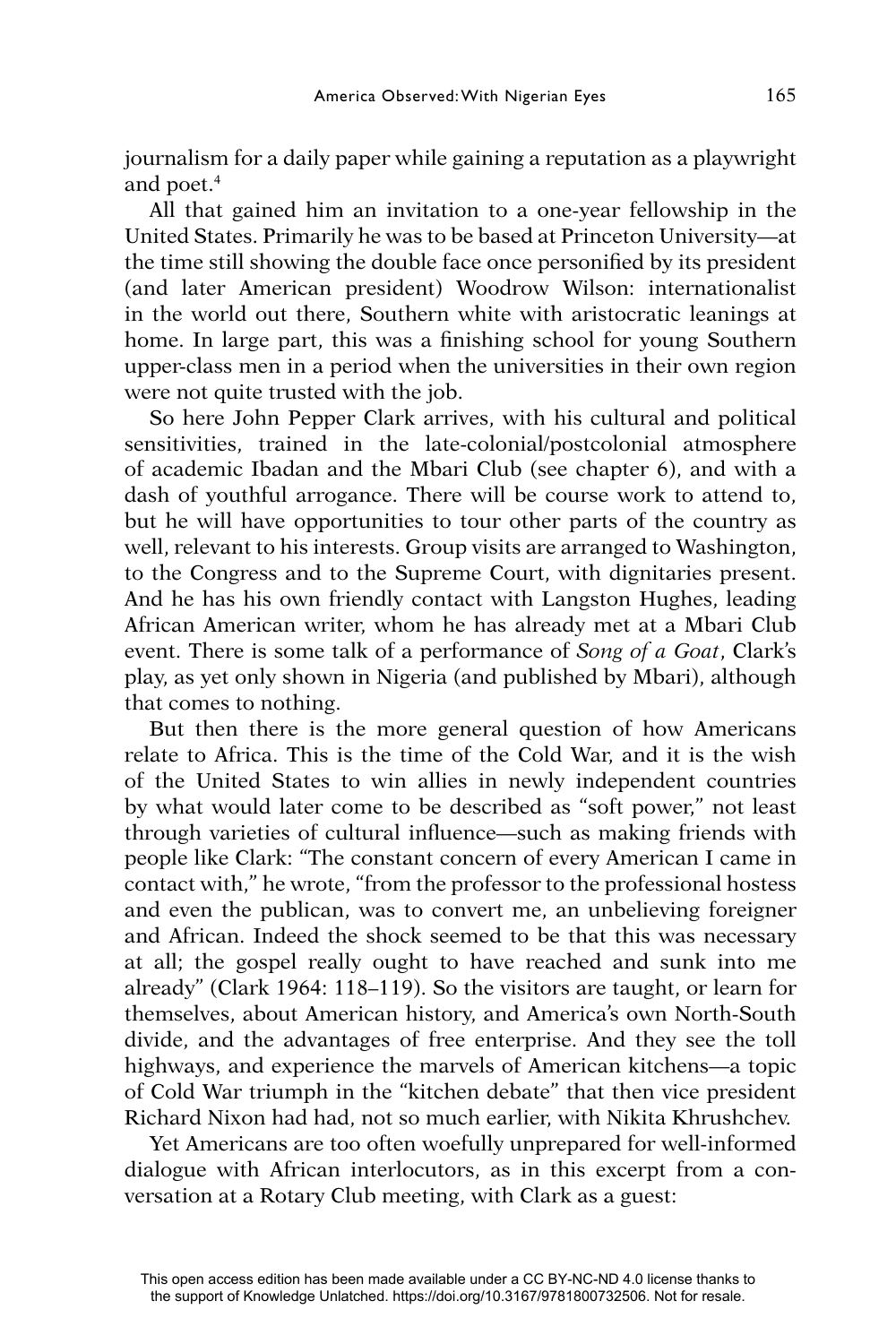journalism for a daily paper while gaining a reputation as a playwright and poet.[4]

All that gained him an invitation to a one-year fellowship in the United States. Primarily he was to be based at Princeton University—at the time still showing the double face once personified by its president (and later American president) Woodrow Wilson: internationalist in the world out there, Southern white with aristocratic leanings at home. In large part, this was a finishing school for young Southern upper-class men in a period when the universities in their own region were not quite trusted with the job.

So here John Pepper Clark arrives, with his cultural and political sensitivities, trained in the late-colonial/postcolonial atmosphere of academic Ibadan and the Mbari Club (see chapter 6), and with a dash of youthful arrogance. There will be course work to attend to, but he will have opportunities to tour other parts of the country as well, relevant to his interests. Group visits are arranged to Washington, to the Congress and to the Supreme Court, with dignitaries present. And he has his own friendly contact with Langston Hughes, leading African American writer, whom he has already met at a Mbari Club event. There is some talk of a performance of *Song of a Goat*, Clark's play, as yet only shown in Nigeria (and published by Mbari), although that comes to nothing.

But then there is the more general question of how Americans relate to Africa. This is the time of the Cold War, and it is the wish of the United States to win allies in newly independent countries by what would later come to be described as "soft power," not least through varieties of cultural influence—such as making friends with people like Clark: "The constant concern of every American I came in contact with," he wrote, "from the professor to the professional hostess and even the publican, was to convert me, an unbelieving foreigner and African. Indeed the shock seemed to be that this was necessary at all; the gospel really ought to have reached and sunk into me already" (Clark 1964: 118–119). So the visitors are taught, or learn for themselves, about American history, and America's own North-South divide, and the advantages of free enterprise. And they see the toll highways, and experience the marvels of American kitchens—a topic of Cold War triumph in the "kitchen debate" that then vice president Richard Nixon had had, not so much earlier, with Nikita Khrushchev.

Yet Americans are too often woefully unprepared for well-informed dialogue with African interlocutors, as in this excerpt from a conversation at a Rotary Club meeting, with Clark as a guest: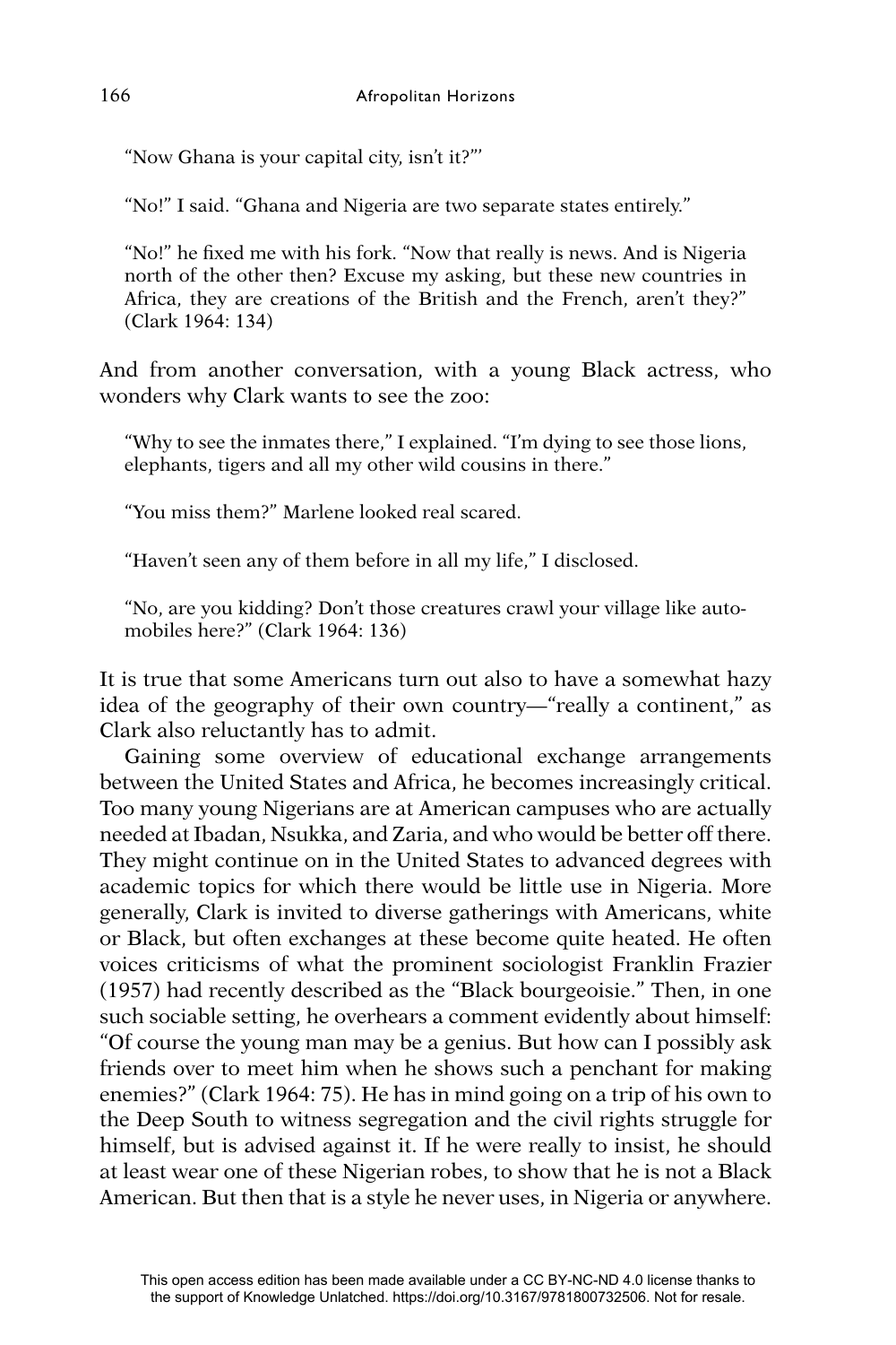> "Now Ghana is your capital city, isn't it?"'
>
> "No!" I said. "Ghana and Nigeria are two separate states entirely."
>
> "No!" he fixed me with his fork. "Now that really is news. And is Nigeria north of the other then? Excuse my asking, but these new countries in Africa, they are creations of the British and the French, aren't they?" (Clark 1964: 134)

And from another conversation, with a young Black actress, who wonders why Clark wants to see the zoo:

> "Why to see the inmates there," I explained. "I'm dying to see those lions, elephants, tigers and all my other wild cousins in there."
>
> "You miss them?" Marlene looked real scared.
>
> "Haven't seen any of them before in all my life," I disclosed.
>
> "No, are you kidding? Don't those creatures crawl your village like automobiles here?" (Clark 1964: 136)

It is true that some Americans turn out also to have a somewhat hazy idea of the geography of their own country—"really a continent," as Clark also reluctantly has to admit.

Gaining some overview of educational exchange arrangements between the United States and Africa, he becomes increasingly critical. Too many young Nigerians are at American campuses who are actually needed at Ibadan, Nsukka, and Zaria, and who would be better off there. They might continue on in the United States to advanced degrees with academic topics for which there would be little use in Nigeria. More generally, Clark is invited to diverse gatherings with Americans, white or Black, but often exchanges at these become quite heated. He often voices criticisms of what the prominent sociologist Franklin Frazier (1957) had recently described as the "Black bourgeoisie." Then, in one such sociable setting, he overhears a comment evidently about himself: "Of course the young man may be a genius. But how can I possibly ask friends over to meet him when he shows such a penchant for making enemies?" (Clark 1964: 75). He has in mind going on a trip of his own to the Deep South to witness segregation and the civil rights struggle for himself, but is advised against it. If he were really to insist, he should at least wear one of these Nigerian robes, to show that he is not a Black American. But then that is a style he never uses, in Nigeria or anywhere.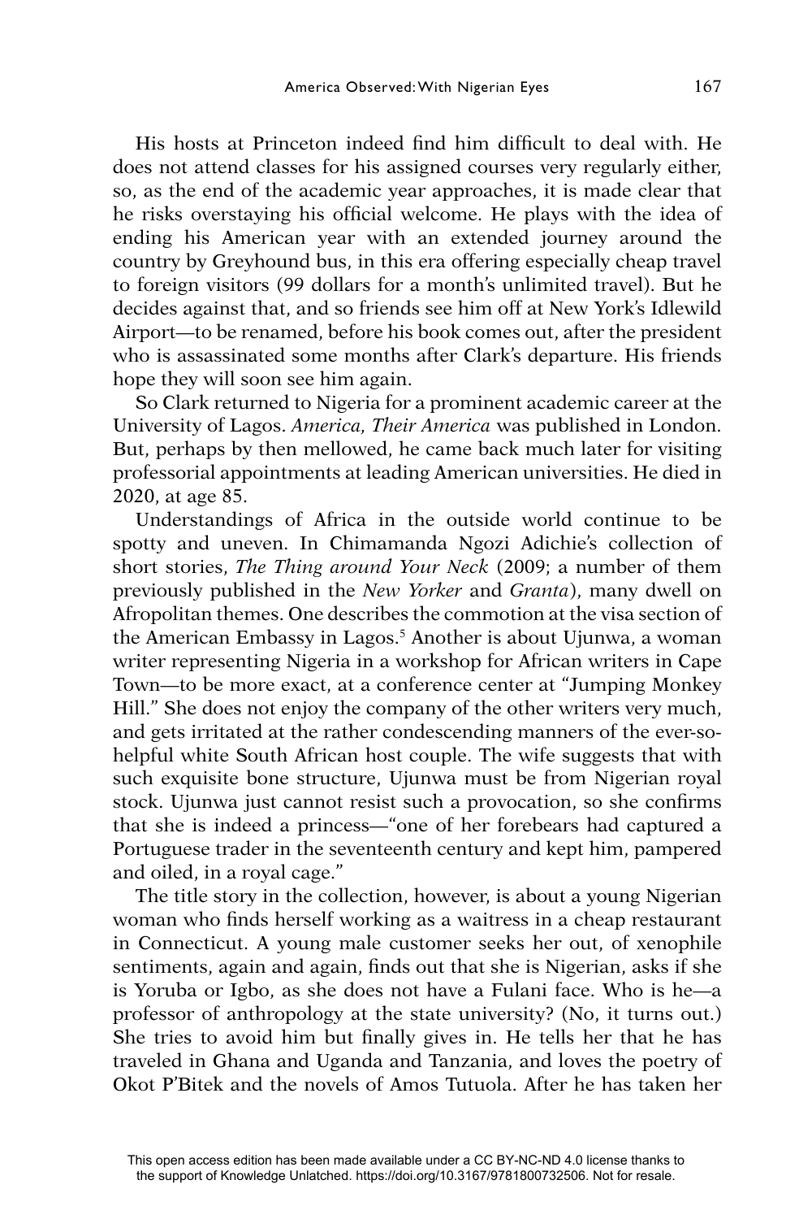His hosts at Princeton indeed find him difficult to deal with. He does not attend classes for his assigned courses very regularly either, so, as the end of the academic year approaches, it is made clear that he risks overstaying his official welcome. He plays with the idea of ending his American year with an extended journey around the country by Greyhound bus, in this era offering especially cheap travel to foreign visitors (99 dollars for a month's unlimited travel). But he decides against that, and so friends see him off at New York's Idlewild Airport—to be renamed, before his book comes out, after the president who is assassinated some months after Clark's departure. His friends hope they will soon see him again.

So Clark returned to Nigeria for a prominent academic career at the University of Lagos. *America, Their America* was published in London. But, perhaps by then mellowed, he came back much later for visiting professorial appointments at leading American universities. He died in 2020, at age 85.

Understandings of Africa in the outside world continue to be spotty and uneven. In Chimamanda Ngozi Adichie's collection of short stories, *The Thing around Your Neck* (2009; a number of them previously published in the *New Yorker* and *Granta*), many dwell on Afropolitan themes. One describes the commotion at the visa section of the American Embassy in Lagos.[5] Another is about Ujunwa, a woman writer representing Nigeria in a workshop for African writers in Cape Town—to be more exact, at a conference center at "Jumping Monkey Hill." She does not enjoy the company of the other writers very much, and gets irritated at the rather condescending manners of the ever-so-helpful white South African host couple. The wife suggests that with such exquisite bone structure, Ujunwa must be from Nigerian royal stock. Ujunwa just cannot resist such a provocation, so she confirms that she is indeed a princess—"one of her forebears had captured a Portuguese trader in the seventeenth century and kept him, pampered and oiled, in a royal cage."

The title story in the collection, however, is about a young Nigerian woman who finds herself working as a waitress in a cheap restaurant in Connecticut. A young male customer seeks her out, of xenophile sentiments, again and again, finds out that she is Nigerian, asks if she is Yoruba or Igbo, as she does not have a Fulani face. Who is he—a professor of anthropology at the state university? (No, it turns out.) She tries to avoid him but finally gives in. He tells her that he has traveled in Ghana and Uganda and Tanzania, and loves the poetry of Okot P'Bitek and the novels of Amos Tutuola. After he has taken her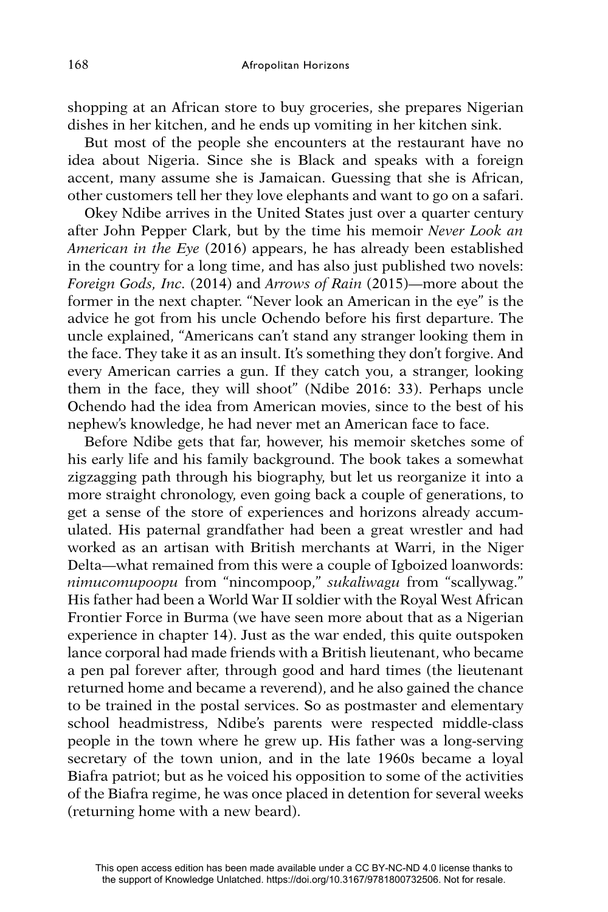shopping at an African store to buy groceries, she prepares Nigerian dishes in her kitchen, and he ends up vomiting in her kitchen sink.

But most of the people she encounters at the restaurant have no idea about Nigeria. Since she is Black and speaks with a foreign accent, many assume she is Jamaican. Guessing that she is African, other customers tell her they love elephants and want to go on a safari.

Okey Ndibe arrives in the United States just over a quarter century after John Pepper Clark, but by the time his memoir *Never Look an American in the Eye* (2016) appears, he has already been established in the country for a long time, and has also just published two novels: *Foreign Gods, Inc.* (2014) and *Arrows of Rain* (2015)—more about the former in the next chapter. "Never look an American in the eye" is the advice he got from his uncle Ochendo before his first departure. The uncle explained, "Americans can't stand any stranger looking them in the face. They take it as an insult. It's something they don't forgive. And every American carries a gun. If they catch you, a stranger, looking them in the face, they will shoot" (Ndibe 2016: 33). Perhaps uncle Ochendo had the idea from American movies, since to the best of his nephew's knowledge, he had never met an American face to face.

Before Ndibe gets that far, however, his memoir sketches some of his early life and his family background. The book takes a somewhat zigzagging path through his biography, but let us reorganize it into a more straight chronology, even going back a couple of generations, to get a sense of the store of experiences and horizons already accumulated. His paternal grandfather had been a great wrestler and had worked as an artisan with British merchants at Warri, in the Niger Delta—what remained from this were a couple of Igboized loanwords: *nimucomupoopu* from "nincompoop," *sukaliwagu* from "scallywag." His father had been a World War II soldier with the Royal West African Frontier Force in Burma (we have seen more about that as a Nigerian experience in chapter 14). Just as the war ended, this quite outspoken lance corporal had made friends with a British lieutenant, who became a pen pal forever after, through good and hard times (the lieutenant returned home and became a reverend), and he also gained the chance to be trained in the postal services. So as postmaster and elementary school headmistress, Ndibe's parents were respected middle-class people in the town where he grew up. His father was a long-serving secretary of the town union, and in the late 1960s became a loyal Biafra patriot; but as he voiced his opposition to some of the activities of the Biafra regime, he was once placed in detention for several weeks (returning home with a new beard).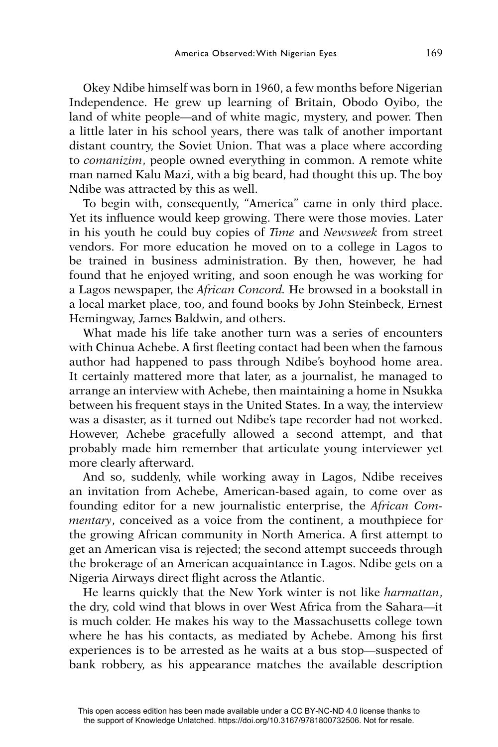Okey Ndibe himself was born in 1960, a few months before Nigerian Independence. He grew up learning of Britain, Obodo Oyibo, the land of white people—and of white magic, mystery, and power. Then a little later in his school years, there was talk of another important distant country, the Soviet Union. That was a place where according to *comanizim*, people owned everything in common. A remote white man named Kalu Mazi, with a big beard, had thought this up. The boy Ndibe was attracted by this as well.

To begin with, consequently, "America" came in only third place. Yet its influence would keep growing. There were those movies. Later in his youth he could buy copies of *Time* and *Newsweek* from street vendors. For more education he moved on to a college in Lagos to be trained in business administration. By then, however, he had found that he enjoyed writing, and soon enough he was working for a Lagos newspaper, the *African Concord.* He browsed in a bookstall in a local market place, too, and found books by John Steinbeck, Ernest Hemingway, James Baldwin, and others.

What made his life take another turn was a series of encounters with Chinua Achebe. A first fleeting contact had been when the famous author had happened to pass through Ndibe's boyhood home area. It certainly mattered more that later, as a journalist, he managed to arrange an interview with Achebe, then maintaining a home in Nsukka between his frequent stays in the United States. In a way, the interview was a disaster, as it turned out Ndibe's tape recorder had not worked. However, Achebe gracefully allowed a second attempt, and that probably made him remember that articulate young interviewer yet more clearly afterward.

And so, suddenly, while working away in Lagos, Ndibe receives an invitation from Achebe, American-based again, to come over as founding editor for a new journalistic enterprise, the *African Commentary*, conceived as a voice from the continent, a mouthpiece for the growing African community in North America. A first attempt to get an American visa is rejected; the second attempt succeeds through the brokerage of an American acquaintance in Lagos. Ndibe gets on a Nigeria Airways direct flight across the Atlantic.

He learns quickly that the New York winter is not like *harmattan*, the dry, cold wind that blows in over West Africa from the Sahara—it is much colder. He makes his way to the Massachusetts college town where he has his contacts, as mediated by Achebe. Among his first experiences is to be arrested as he waits at a bus stop—suspected of bank robbery, as his appearance matches the available description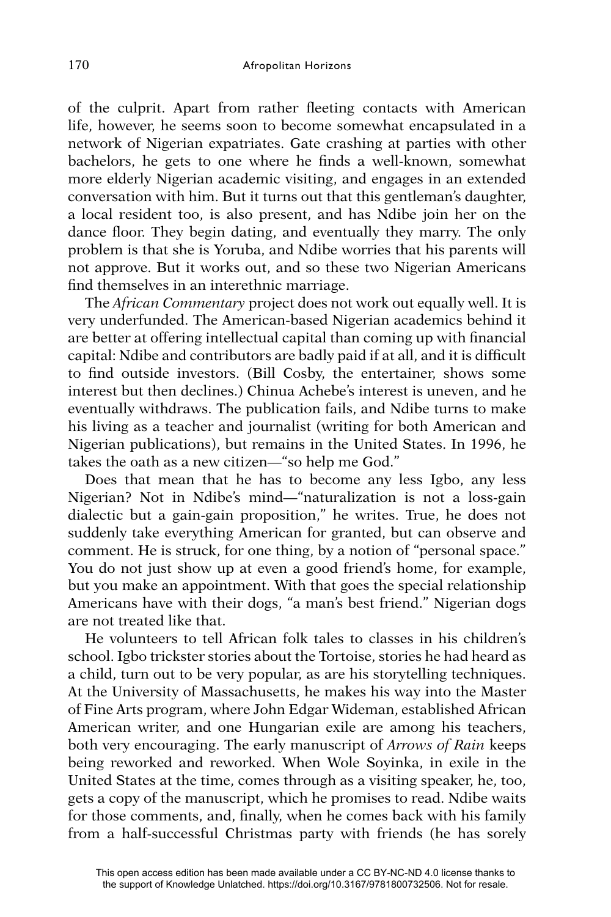of the culprit. Apart from rather fleeting contacts with American life, however, he seems soon to become somewhat encapsulated in a network of Nigerian expatriates. Gate crashing at parties with other bachelors, he gets to one where he finds a well-known, somewhat more elderly Nigerian academic visiting, and engages in an extended conversation with him. But it turns out that this gentleman's daughter, a local resident too, is also present, and has Ndibe join her on the dance floor. They begin dating, and eventually they marry. The only problem is that she is Yoruba, and Ndibe worries that his parents will not approve. But it works out, and so these two Nigerian Americans find themselves in an interethnic marriage.

The *African Commentary* project does not work out equally well. It is very underfunded. The American-based Nigerian academics behind it are better at offering intellectual capital than coming up with financial capital: Ndibe and contributors are badly paid if at all, and it is difficult to find outside investors. (Bill Cosby, the entertainer, shows some interest but then declines.) Chinua Achebe's interest is uneven, and he eventually withdraws. The publication fails, and Ndibe turns to make his living as a teacher and journalist (writing for both American and Nigerian publications), but remains in the United States. In 1996, he takes the oath as a new citizen—"so help me God."

Does that mean that he has to become any less Igbo, any less Nigerian? Not in Ndibe's mind—"naturalization is not a loss-gain dialectic but a gain-gain proposition," he writes. True, he does not suddenly take everything American for granted, but can observe and comment. He is struck, for one thing, by a notion of "personal space." You do not just show up at even a good friend's home, for example, but you make an appointment. With that goes the special relationship Americans have with their dogs, "a man's best friend." Nigerian dogs are not treated like that.

He volunteers to tell African folk tales to classes in his children's school. Igbo trickster stories about the Tortoise, stories he had heard as a child, turn out to be very popular, as are his storytelling techniques. At the University of Massachusetts, he makes his way into the Master of Fine Arts program, where John Edgar Wideman, established African American writer, and one Hungarian exile are among his teachers, both very encouraging. The early manuscript of *Arrows of Rain* keeps being reworked and reworked. When Wole Soyinka, in exile in the United States at the time, comes through as a visiting speaker, he, too, gets a copy of the manuscript, which he promises to read. Ndibe waits for those comments, and, finally, when he comes back with his family from a half-successful Christmas party with friends (he has sorely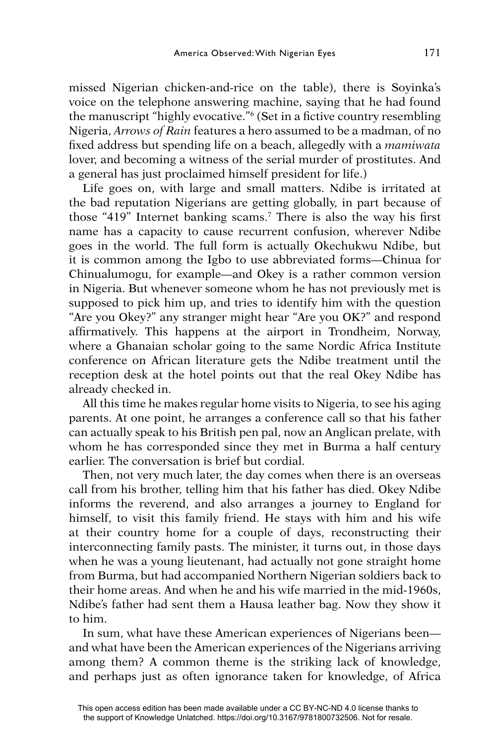missed Nigerian chicken-and-rice on the table), there is Soyinka's voice on the telephone answering machine, saying that he had found the manuscript "highly evocative."[6] (Set in a fictive country resembling Nigeria, *Arrows of Rain* features a hero assumed to be a madman, of no fixed address but spending life on a beach, allegedly with a *mamiwata* lover, and becoming a witness of the serial murder of prostitutes. And a general has just proclaimed himself president for life.)

Life goes on, with large and small matters. Ndibe is irritated at the bad reputation Nigerians are getting globally, in part because of those "419" Internet banking scams.[7] There is also the way his first name has a capacity to cause recurrent confusion, wherever Ndibe goes in the world. The full form is actually Okechukwu Ndibe, but it is common among the Igbo to use abbreviated forms—Chinua for Chinualumogu, for example—and Okey is a rather common version in Nigeria. But whenever someone whom he has not previously met is supposed to pick him up, and tries to identify him with the question "Are you Okey?" any stranger might hear "Are you OK?" and respond affirmatively. This happens at the airport in Trondheim, Norway, where a Ghanaian scholar going to the same Nordic Africa Institute conference on African literature gets the Ndibe treatment until the reception desk at the hotel points out that the real Okey Ndibe has already checked in.

All this time he makes regular home visits to Nigeria, to see his aging parents. At one point, he arranges a conference call so that his father can actually speak to his British pen pal, now an Anglican prelate, with whom he has corresponded since they met in Burma a half century earlier. The conversation is brief but cordial.

Then, not very much later, the day comes when there is an overseas call from his brother, telling him that his father has died. Okey Ndibe informs the reverend, and also arranges a journey to England for himself, to visit this family friend. He stays with him and his wife at their country home for a couple of days, reconstructing their interconnecting family pasts. The minister, it turns out, in those days when he was a young lieutenant, had actually not gone straight home from Burma, but had accompanied Northern Nigerian soldiers back to their home areas. And when he and his wife married in the mid-1960s, Ndibe's father had sent them a Hausa leather bag. Now they show it to him.

In sum, what have these American experiences of Nigerians been—and what have been the American experiences of the Nigerians arriving among them? A common theme is the striking lack of knowledge, and perhaps just as often ignorance taken for knowledge, of Africa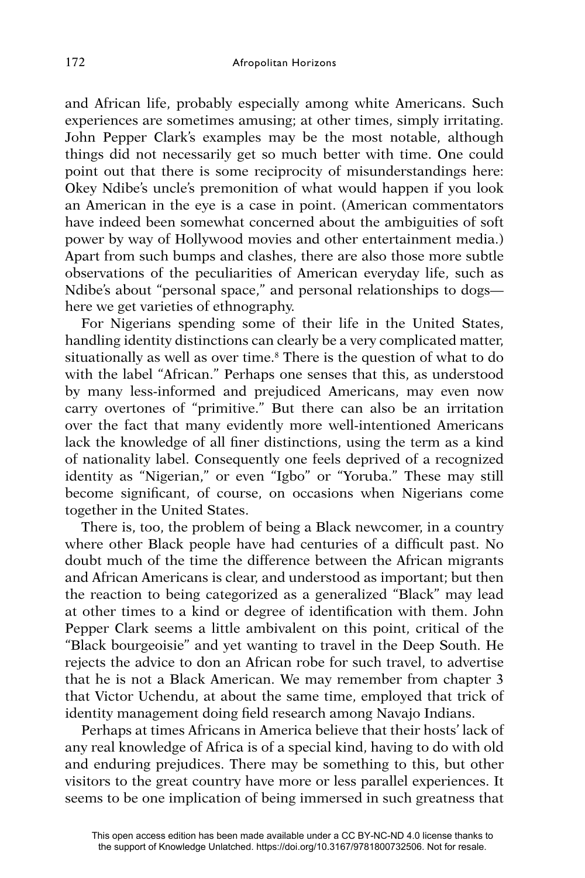and African life, probably especially among white Americans. Such experiences are sometimes amusing; at other times, simply irritating. John Pepper Clark's examples may be the most notable, although things did not necessarily get so much better with time. One could point out that there is some reciprocity of misunderstandings here: Okey Ndibe's uncle's premonition of what would happen if you look an American in the eye is a case in point. (American commentators have indeed been somewhat concerned about the ambiguities of soft power by way of Hollywood movies and other entertainment media.) Apart from such bumps and clashes, there are also those more subtle observations of the peculiarities of American everyday life, such as Ndibe's about "personal space," and personal relationships to dogs—here we get varieties of ethnography.

For Nigerians spending some of their life in the United States, handling identity distinctions can clearly be a very complicated matter, situationally as well as over time.[8] There is the question of what to do with the label "African." Perhaps one senses that this, as understood by many less-informed and prejudiced Americans, may even now carry overtones of "primitive." But there can also be an irritation over the fact that many evidently more well-intentioned Americans lack the knowledge of all finer distinctions, using the term as a kind of nationality label. Consequently one feels deprived of a recognized identity as "Nigerian," or even "Igbo" or "Yoruba." These may still become significant, of course, on occasions when Nigerians come together in the United States.

There is, too, the problem of being a Black newcomer, in a country where other Black people have had centuries of a difficult past. No doubt much of the time the difference between the African migrants and African Americans is clear, and understood as important; but then the reaction to being categorized as a generalized "Black" may lead at other times to a kind or degree of identification with them. John Pepper Clark seems a little ambivalent on this point, critical of the "Black bourgeoisie" and yet wanting to travel in the Deep South. He rejects the advice to don an African robe for such travel, to advertise that he is not a Black American. We may remember from chapter 3 that Victor Uchendu, at about the same time, employed that trick of identity management doing field research among Navajo Indians.

Perhaps at times Africans in America believe that their hosts' lack of any real knowledge of Africa is of a special kind, having to do with old and enduring prejudices. There may be something to this, but other visitors to the great country have more or less parallel experiences. It seems to be one implication of being immersed in such greatness that

This open access edition has been made available under a CC BY-NC-ND 4.0 license thanks to the support of Knowledge Unlatched. https://doi.org/10.3167/9781800732506. Not for resale.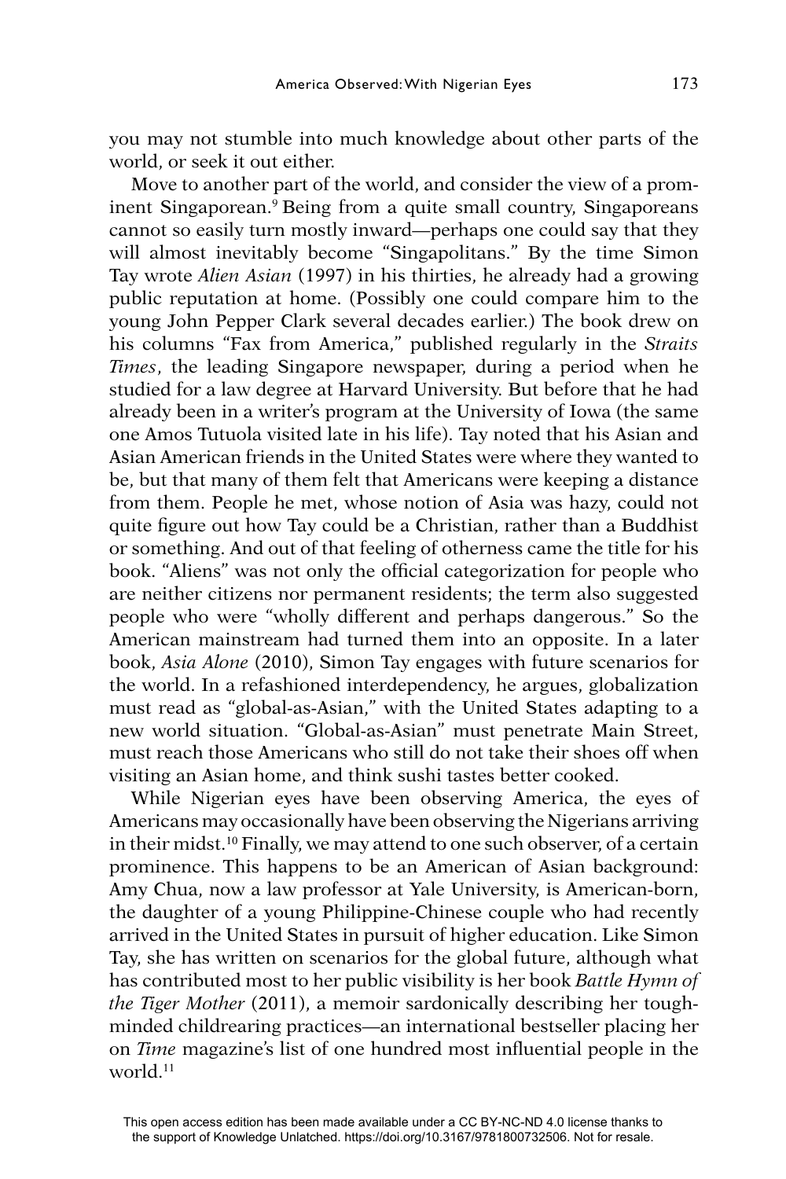you may not stumble into much knowledge about other parts of the world, or seek it out either.

Move to another part of the world, and consider the view of a prominent Singaporean.[9] Being from a quite small country, Singaporeans cannot so easily turn mostly inward—perhaps one could say that they will almost inevitably become "Singapolitans." By the time Simon Tay wrote *Alien Asian* (1997) in his thirties, he already had a growing public reputation at home. (Possibly one could compare him to the young John Pepper Clark several decades earlier.) The book drew on his columns "Fax from America," published regularly in the *Straits Times*, the leading Singapore newspaper, during a period when he studied for a law degree at Harvard University. But before that he had already been in a writer's program at the University of Iowa (the same one Amos Tutuola visited late in his life). Tay noted that his Asian and Asian American friends in the United States were where they wanted to be, but that many of them felt that Americans were keeping a distance from them. People he met, whose notion of Asia was hazy, could not quite figure out how Tay could be a Christian, rather than a Buddhist or something. And out of that feeling of otherness came the title for his book. "Aliens" was not only the official categorization for people who are neither citizens nor permanent residents; the term also suggested people who were "wholly different and perhaps dangerous." So the American mainstream had turned them into an opposite. In a later book, *Asia Alone* (2010), Simon Tay engages with future scenarios for the world. In a refashioned interdependency, he argues, globalization must read as "global-as-Asian," with the United States adapting to a new world situation. "Global-as-Asian" must penetrate Main Street, must reach those Americans who still do not take their shoes off when visiting an Asian home, and think sushi tastes better cooked.

While Nigerian eyes have been observing America, the eyes of Americans may occasionally have been observing the Nigerians arriving in their midst.[10] Finally, we may attend to one such observer, of a certain prominence. This happens to be an American of Asian background: Amy Chua, now a law professor at Yale University, is American-born, the daughter of a young Philippine-Chinese couple who had recently arrived in the United States in pursuit of higher education. Like Simon Tay, she has written on scenarios for the global future, although what has contributed most to her public visibility is her book *Battle Hymn of the Tiger Mother* (2011), a memoir sardonically describing her tough-minded childrearing practices—an international bestseller placing her on *Time* magazine's list of one hundred most influential people in the world.[11]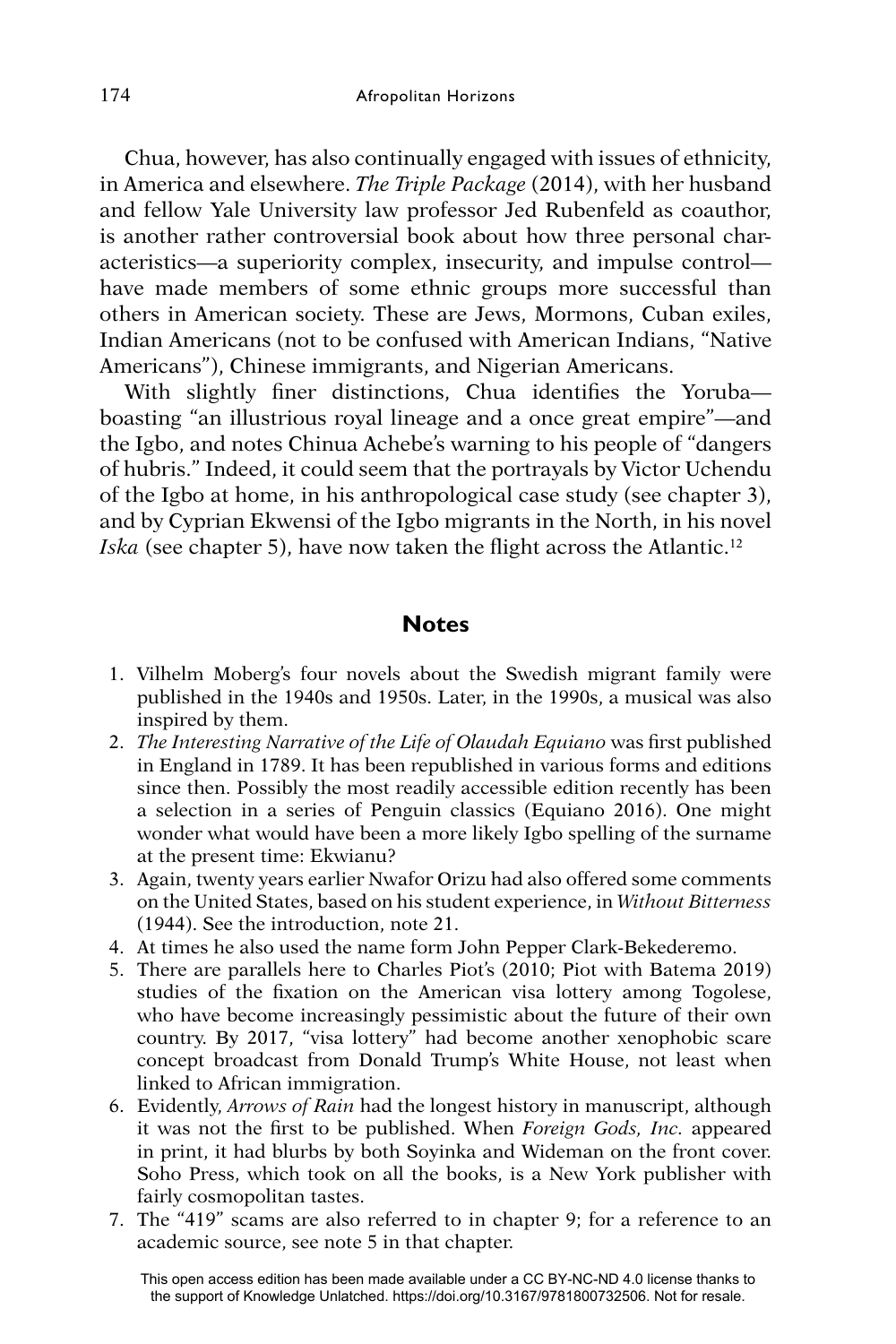Chua, however, has also continually engaged with issues of ethnicity, in America and elsewhere. *The Triple Package* (2014), with her husband and fellow Yale University law professor Jed Rubenfeld as coauthor, is another rather controversial book about how three personal characteristics—a superiority complex, insecurity, and impulse control—have made members of some ethnic groups more successful than others in American society. These are Jews, Mormons, Cuban exiles, Indian Americans (not to be confused with American Indians, "Native Americans"), Chinese immigrants, and Nigerian Americans.

With slightly finer distinctions, Chua identifies the Yoruba—boasting "an illustrious royal lineage and a once great empire"—and the Igbo, and notes Chinua Achebe's warning to his people of "dangers of hubris." Indeed, it could seem that the portrayals by Victor Uchendu of the Igbo at home, in his anthropological case study (see chapter 3), and by Cyprian Ekwensi of the Igbo migrants in the North, in his novel *Iska* (see chapter 5), have now taken the flight across the Atlantic.[12]

## Notes

1. Vilhelm Moberg's four novels about the Swedish migrant family were published in the 1940s and 1950s. Later, in the 1990s, a musical was also inspired by them.
2. *The Interesting Narrative of the Life of Olaudah Equiano* was first published in England in 1789. It has been republished in various forms and editions since then. Possibly the most readily accessible edition recently has been a selection in a series of Penguin classics (Equiano 2016). One might wonder what would have been a more likely Igbo spelling of the surname at the present time: Ekwianu?
3. Again, twenty years earlier Nwafor Orizu had also offered some comments on the United States, based on his student experience, in *Without Bitterness* (1944). See the introduction, note 21.
4. At times he also used the name form John Pepper Clark-Bekederemo.
5. There are parallels here to Charles Piot's (2010; Piot with Batema 2019) studies of the fixation on the American visa lottery among Togolese, who have become increasingly pessimistic about the future of their own country. By 2017, "visa lottery" had become another xenophobic scare concept broadcast from Donald Trump's White House, not least when linked to African immigration.
6. Evidently, *Arrows of Rain* had the longest history in manuscript, although it was not the first to be published. When *Foreign Gods, Inc.* appeared in print, it had blurbs by both Soyinka and Wideman on the front cover. Soho Press, which took on all the books, is a New York publisher with fairly cosmopolitan tastes.
7. The "419" scams are also referred to in chapter 9; for a reference to an academic source, see note 5 in that chapter.

This open access edition has been made available under a CC BY-NC-ND 4.0 license thanks to the support of Knowledge Unlatched. https://doi.org/10.3167/9781800732506. Not for resale.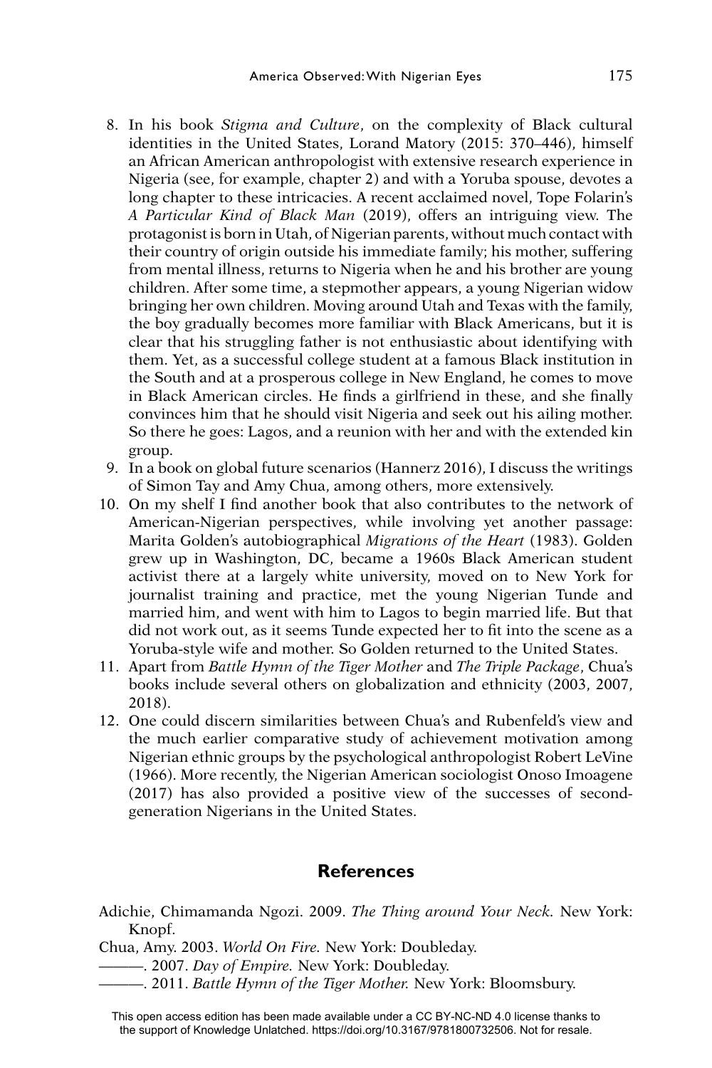8. In his book *Stigma and Culture*, on the complexity of Black cultural identities in the United States, Lorand Matory (2015: 370–446), himself an African American anthropologist with extensive research experience in Nigeria (see, for example, chapter 2) and with a Yoruba spouse, devotes a long chapter to these intricacies. A recent acclaimed novel, Tope Folarin's *A Particular Kind of Black Man* (2019), offers an intriguing view. The protagonist is born in Utah, of Nigerian parents, without much contact with their country of origin outside his immediate family; his mother, suffering from mental illness, returns to Nigeria when he and his brother are young children. After some time, a stepmother appears, a young Nigerian widow bringing her own children. Moving around Utah and Texas with the family, the boy gradually becomes more familiar with Black Americans, but it is clear that his struggling father is not enthusiastic about identifying with them. Yet, as a successful college student at a famous Black institution in the South and at a prosperous college in New England, he comes to move in Black American circles. He finds a girlfriend in these, and she finally convinces him that he should visit Nigeria and seek out his ailing mother. So there he goes: Lagos, and a reunion with her and with the extended kin group.
9. In a book on global future scenarios (Hannerz 2016), I discuss the writings of Simon Tay and Amy Chua, among others, more extensively.
10. On my shelf I find another book that also contributes to the network of American-Nigerian perspectives, while involving yet another passage: Marita Golden's autobiographical *Migrations of the Heart* (1983). Golden grew up in Washington, DC, became a 1960s Black American student activist there at a largely white university, moved on to New York for journalist training and practice, met the young Nigerian Tunde and married him, and went with him to Lagos to begin married life. But that did not work out, as it seems Tunde expected her to fit into the scene as a Yoruba-style wife and mother. So Golden returned to the United States.
11. Apart from *Battle Hymn of the Tiger Mother* and *The Triple Package*, Chua's books include several others on globalization and ethnicity (2003, 2007, 2018).
12. One could discern similarities between Chua's and Rubenfeld's view and the much earlier comparative study of achievement motivation among Nigerian ethnic groups by the psychological anthropologist Robert LeVine (1966). More recently, the Nigerian American sociologist Onoso Imoagene (2017) has also provided a positive view of the successes of second-generation Nigerians in the United States.

## References

Adichie, Chimamanda Ngozi. 2009. *The Thing around Your Neck*. New York: Knopf.

Chua, Amy. 2003. *World On Fire*. New York: Doubleday.

———. 2007. *Day of Empire*. New York: Doubleday.

———. 2011. *Battle Hymn of the Tiger Mother*. New York: Bloomsbury.

This open access edition has been made available under a CC BY-NC-ND 4.0 license thanks to the support of Knowledge Unlatched. https://doi.org/10.3167/9781800732506. Not for resale.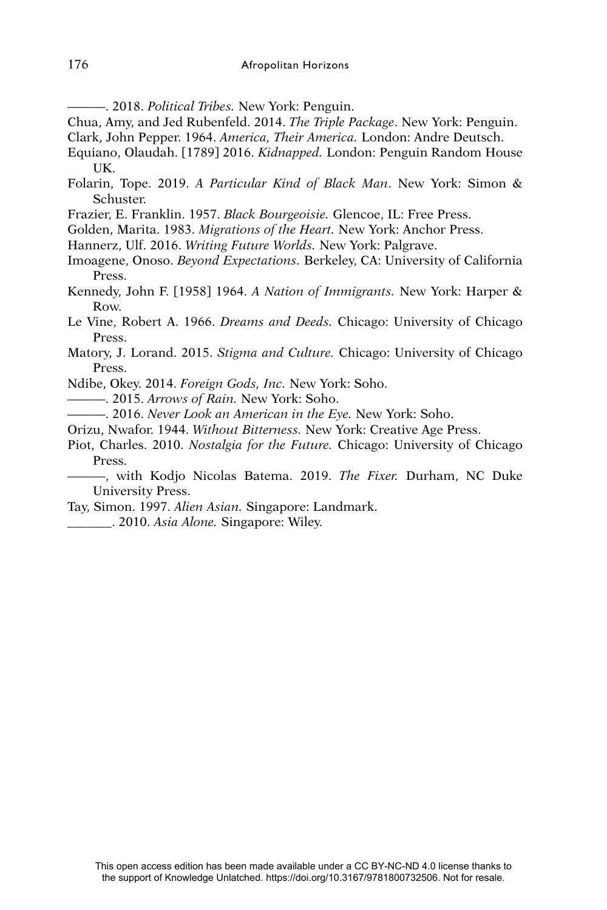———. 2018. *Political Tribes.* New York: Penguin.

Chua, Amy, and Jed Rubenfeld. 2014. *The Triple Package*. New York: Penguin.

Clark, John Pepper. 1964. *America, Their America.* London: Andre Deutsch.

Equiano, Olaudah. [1789] 2016. *Kidnapped.* London: Penguin Random House UK.

Folarin, Tope. 2019. *A Particular Kind of Black Man*. New York: Simon & Schuster.

Frazier, E. Franklin. 1957. *Black Bourgeoisie.* Glencoe, IL: Free Press.

Golden, Marita. 1983. *Migrations of the Heart.* New York: Anchor Press.

Hannerz, Ulf. 2016. *Writing Future Worlds.* New York: Palgrave.

Imoagene, Onoso. *Beyond Expectations.* Berkeley, CA: University of California Press.

Kennedy, John F. [1958] 1964. *A Nation of Immigrants.* New York: Harper & Row.

Le Vine, Robert A. 1966. *Dreams and Deeds.* Chicago: University of Chicago Press.

Matory, J. Lorand. 2015. *Stigma and Culture.* Chicago: University of Chicago Press.

Ndibe, Okey. 2014. *Foreign Gods, Inc.* New York: Soho.

———. 2015. *Arrows of Rain.* New York: Soho.

———. 2016. *Never Look an American in the Eye.* New York: Soho.

Orizu, Nwafor. 1944. *Without Bitterness.* New York: Creative Age Press.

Piot, Charles. 2010. *Nostalgia for the Future.* Chicago: University of Chicago Press.

———, with Kodjo Nicolas Batema. 2019. *The Fixer.* Durham, NC Duke University Press.

Tay, Simon. 1997. *Alien Asian.* Singapore: Landmark.

_______. 2010. *Asia Alone.* Singapore: Wiley.

This open access edition has been made available under a CC BY-NC-ND 4.0 license thanks to the support of Knowledge Unlatched. https://doi.org/10.3167/9781800732506. Not for resale.